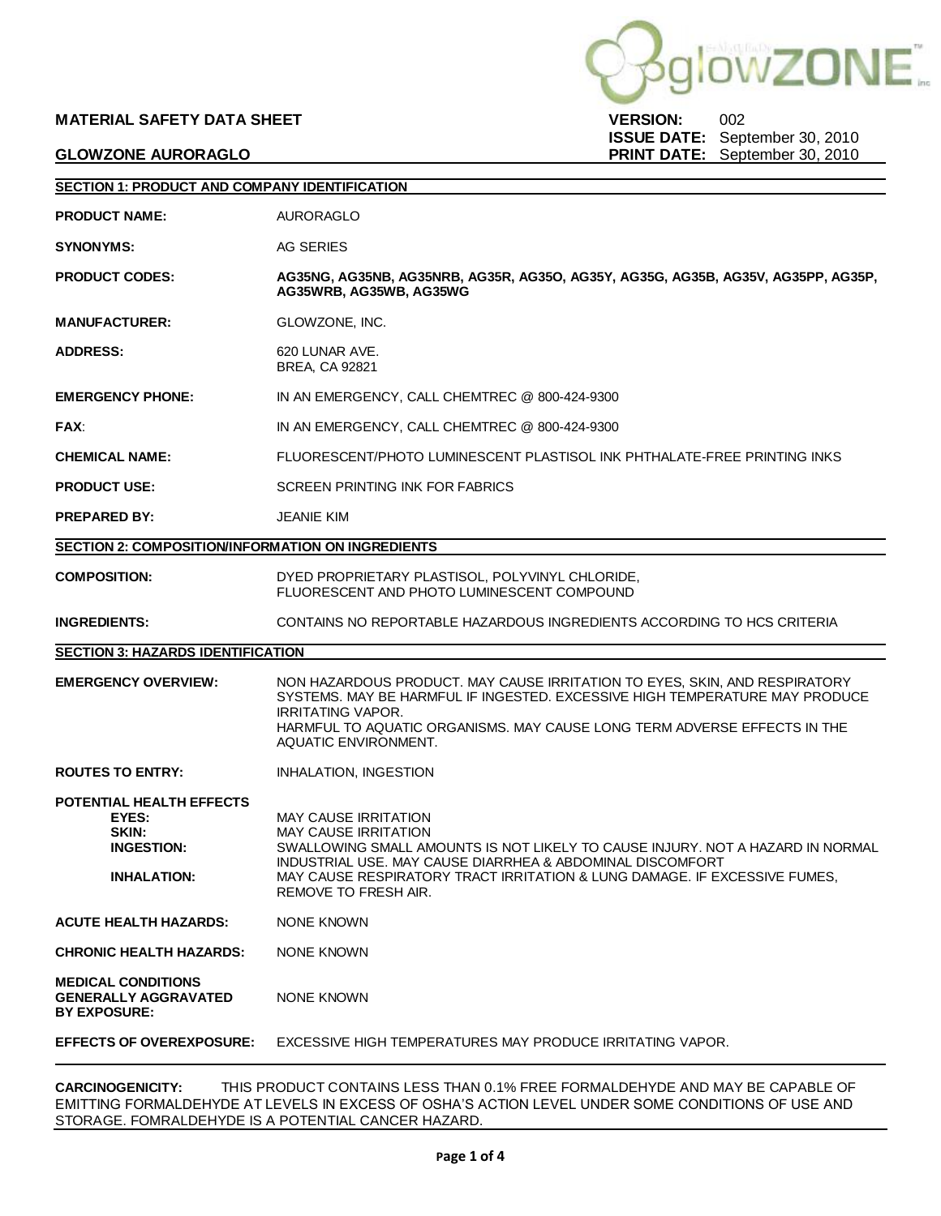**MATERIAL SAFETY DATA SHEET**

**GLOWZONE AURORAGLO**

**VERSION:** 002
**ISSUE DATE:** September 30, 2010
**PRINT DATE:** September 30, 2010

## SECTION 1: PRODUCT AND COMPANY IDENTIFICATION

**PRODUCT NAME:** AURORAGLO

**SYNONYMS:** AG SERIES

**PRODUCT CODES:** **AG35NG, AG35NB, AG35NRB, AG35R, AG35O, AG35Y, AG35G, AG35B, AG35V, AG35PP, AG35P, AG35WRB, AG35WB, AG35WG**

**MANUFACTURER:** GLOWZONE, INC.

**ADDRESS:** 620 LUNAR AVE.
BREA, CA 92821

**EMERGENCY PHONE:** IN AN EMERGENCY, CALL CHEMTREC @ 800-424-9300

**FAX**: IN AN EMERGENCY, CALL CHEMTREC @ 800-424-9300

**CHEMICAL NAME:** FLUORESCENT/PHOTO LUMINESCENT PLASTISOL INK PHTHALATE-FREE PRINTING INKS

**PRODUCT USE:** SCREEN PRINTING INK FOR FABRICS

**PREPARED BY:** JEANIE KIM

## SECTION 2: COMPOSITION/INFORMATION ON INGREDIENTS

**COMPOSITION:** DYED PROPRIETARY PLASTISOL, POLYVINYL CHLORIDE, FLUORESCENT AND PHOTO LUMINESCENT COMPOUND

**INGREDIENTS:** CONTAINS NO REPORTABLE HAZARDOUS INGREDIENTS ACCORDING TO HCS CRITERIA

## SECTION 3: HAZARDS IDENTIFICATION

**EMERGENCY OVERVIEW:** NON HAZARDOUS PRODUCT. MAY CAUSE IRRITATION TO EYES, SKIN, AND RESPIRATORY SYSTEMS. MAY BE HARMFUL IF INGESTED. EXCESSIVE HIGH TEMPERATURE MAY PRODUCE IRRITATING VAPOR.
HARMFUL TO AQUATIC ORGANISMS. MAY CAUSE LONG TERM ADVERSE EFFECTS IN THE AQUATIC ENVIRONMENT.

**ROUTES TO ENTRY:** INHALATION, INGESTION

**POTENTIAL HEALTH EFFECTS**

- **EYES:** MAY CAUSE IRRITATION
- **SKIN:** MAY CAUSE IRRITATION
- **INGESTION:** SWALLOWING SMALL AMOUNTS IS NOT LIKELY TO CAUSE INJURY. NOT A HAZARD IN NORMAL INDUSTRIAL USE. MAY CAUSE DIARRHEA & ABDOMINAL DISCOMFORT
- **INHALATION:** MAY CAUSE RESPIRATORY TRACT IRRITATION & LUNG DAMAGE. IF EXCESSIVE FUMES, REMOVE TO FRESH AIR.

**ACUTE HEALTH HAZARDS:** NONE KNOWN

**CHRONIC HEALTH HAZARDS:** NONE KNOWN

**MEDICAL CONDITIONS GENERALLY AGGRAVATED BY EXPOSURE:** NONE KNOWN

**EFFECTS OF OVEREXPOSURE:** EXCESSIVE HIGH TEMPERATURES MAY PRODUCE IRRITATING VAPOR.

**CARCINOGENICITY:** THIS PRODUCT CONTAINS LESS THAN 0.1% FREE FORMALDEHYDE AND MAY BE CAPABLE OF EMITTING FORMALDEHYDE AT LEVELS IN EXCESS OF OSHA'S ACTION LEVEL UNDER SOME CONDITIONS OF USE AND STORAGE. FOMRALDEHYDE IS A POTENTIAL CANCER HAZARD.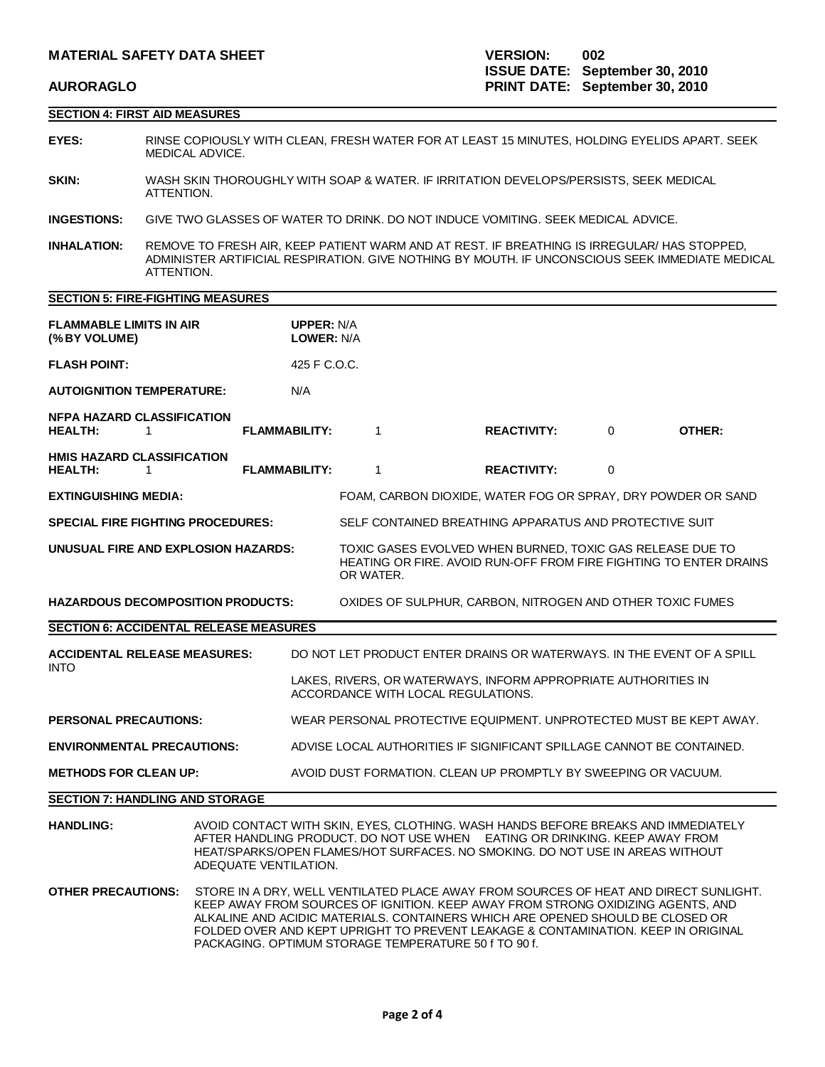## SECTION 4: FIRST AID MEASURES

**EYES:** RINSE COPIOUSLY WITH CLEAN, FRESH WATER FOR AT LEAST 15 MINUTES, HOLDING EYELIDS APART. SEEK MEDICAL ADVICE.

**SKIN:** WASH SKIN THOROUGHLY WITH SOAP & WATER. IF IRRITATION DEVELOPS/PERSISTS, SEEK MEDICAL ATTENTION.

**INGESTIONS:** GIVE TWO GLASSES OF WATER TO DRINK. DO NOT INDUCE VOMITING. SEEK MEDICAL ADVICE.

**INHALATION:** REMOVE TO FRESH AIR, KEEP PATIENT WARM AND AT REST. IF BREATHING IS IRREGULAR/ HAS STOPPED, ADMINISTER ARTIFICIAL RESPIRATION. GIVE NOTHING BY MOUTH. IF UNCONSCIOUS SEEK IMMEDIATE MEDICAL ATTENTION.

## SECTION 5: FIRE-FIGHTING MEASURES

**FLAMMABLE LIMITS IN AIR (% BY VOLUME)** **UPPER:** N/A **LOWER:** N/A

**FLASH POINT:** 425 F C.O.C.

**AUTOIGNITION TEMPERATURE:** N/A

**NFPA HAZARD CLASSIFICATION**

| HEALTH: | FLAMMABILITY: | REACTIVITY: | OTHER: |
|---|---|---|---|
| 1 | 1 | 0 | |

**HMIS HAZARD CLASSIFICATION**

| HEALTH: | FLAMMABILITY: | REACTIVITY: |
|---|---|---|
| 1 | 1 | 0 |

**EXTINGUISHING MEDIA:** FOAM, CARBON DIOXIDE, WATER FOG OR SPRAY, DRY POWDER OR SAND

**SPECIAL FIRE FIGHTING PROCEDURES:** SELF CONTAINED BREATHING APPARATUS AND PROTECTIVE SUIT

**UNUSUAL FIRE AND EXPLOSION HAZARDS:** TOXIC GASES EVOLVED WHEN BURNED, TOXIC GAS RELEASE DUE TO HEATING OR FIRE. AVOID RUN-OFF FROM FIRE FIGHTING TO ENTER DRAINS OR WATER.

**HAZARDOUS DECOMPOSITION PRODUCTS:** OXIDES OF SULPHUR, CARBON, NITROGEN AND OTHER TOXIC FUMES

## SECTION 6: ACCIDENTAL RELEASE MEASURES

**ACCIDENTAL RELEASE MEASURES:** DO NOT LET PRODUCT ENTER DRAINS OR WATERWAYS. IN THE EVENT OF A SPILL INTO LAKES, RIVERS, OR WATERWAYS, INFORM APPROPRIATE AUTHORITIES IN ACCORDANCE WITH LOCAL REGULATIONS.

**PERSONAL PRECAUTIONS:** WEAR PERSONAL PROTECTIVE EQUIPMENT. UNPROTECTED MUST BE KEPT AWAY.

**ENVIRONMENTAL PRECAUTIONS:** ADVISE LOCAL AUTHORITIES IF SIGNIFICANT SPILLAGE CANNOT BE CONTAINED.

**METHODS FOR CLEAN UP:** AVOID DUST FORMATION. CLEAN UP PROMPTLY BY SWEEPING OR VACUUM.

## SECTION 7: HANDLING AND STORAGE

**HANDLING:** AVOID CONTACT WITH SKIN, EYES, CLOTHING. WASH HANDS BEFORE BREAKS AND IMMEDIATELY AFTER HANDLING PRODUCT. DO NOT USE WHEN EATING OR DRINKING. KEEP AWAY FROM HEAT/SPARKS/OPEN FLAMES/HOT SURFACES. NO SMOKING. DO NOT USE IN AREAS WITHOUT ADEQUATE VENTILATION.

**OTHER PRECAUTIONS:** STORE IN A DRY, WELL VENTILATED PLACE AWAY FROM SOURCES OF HEAT AND DIRECT SUNLIGHT. KEEP AWAY FROM SOURCES OF IGNITION. KEEP AWAY FROM STRONG OXIDIZING AGENTS, AND ALKALINE AND ACIDIC MATERIALS. CONTAINERS WHICH ARE OPENED SHOULD BE CLOSED OR FOLDED OVER AND KEPT UPRIGHT TO PREVENT LEAKAGE & CONTAMINATION. KEEP IN ORIGINAL PACKAGING. OPTIMUM STORAGE TEMPERATURE 50 f TO 90 f.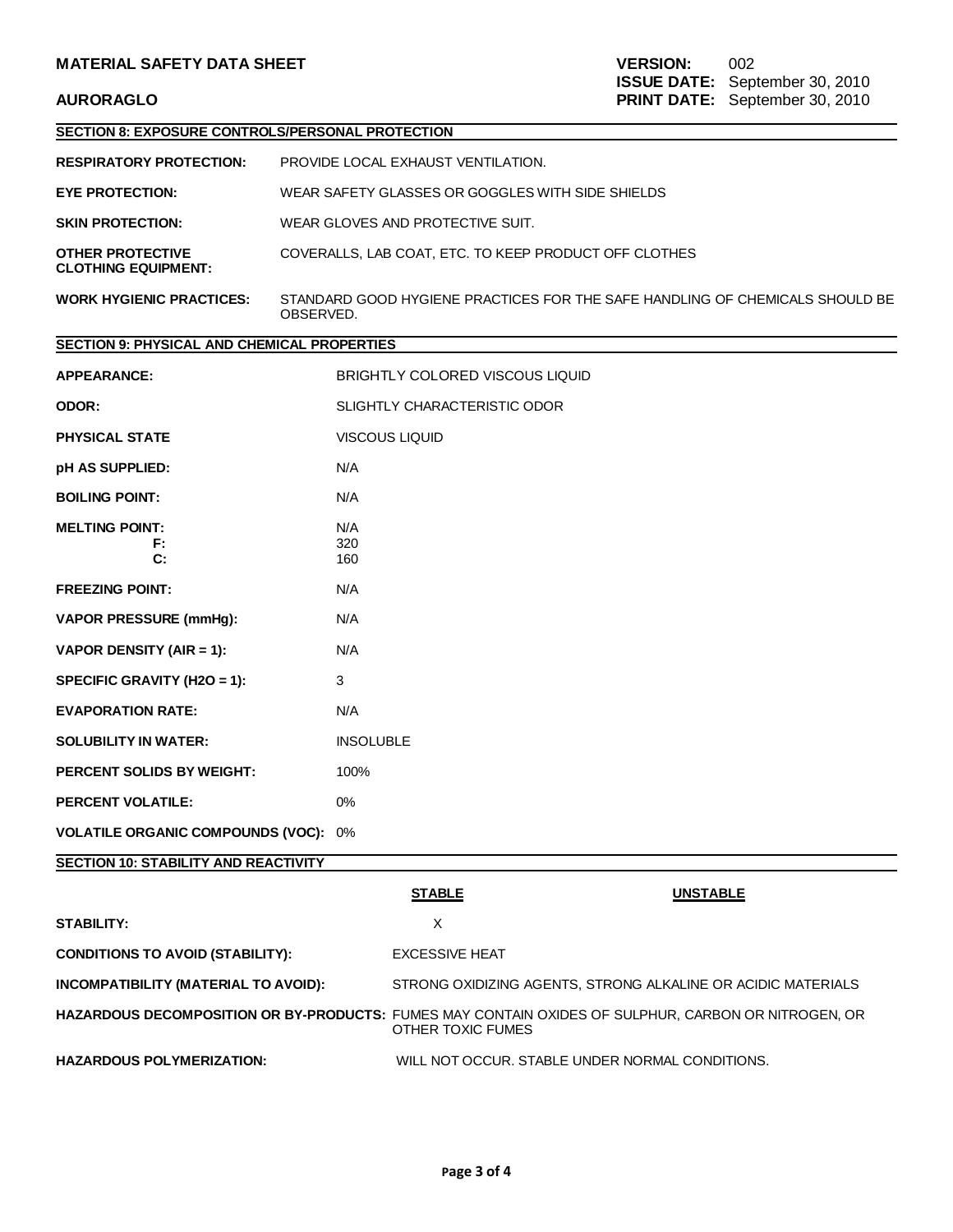## SECTION 8: EXPOSURE CONTROLS/PERSONAL PROTECTION

| | |
|---|---|
| **RESPIRATORY PROTECTION:** | PROVIDE LOCAL EXHAUST VENTILATION. |
| **EYE PROTECTION:** | WEAR SAFETY GLASSES OR GOGGLES WITH SIDE SHIELDS |
| **SKIN PROTECTION:** | WEAR GLOVES AND PROTECTIVE SUIT. |
| **OTHER PROTECTIVE CLOTHING EQUIPMENT:** | COVERALLS, LAB COAT, ETC. TO KEEP PRODUCT OFF CLOTHES |
| **WORK HYGIENIC PRACTICES:** | STANDARD GOOD HYGIENE PRACTICES FOR THE SAFE HANDLING OF CHEMICALS SHOULD BE OBSERVED. |

## SECTION 9: PHYSICAL AND CHEMICAL PROPERTIES

| | |
|---|---|
| **APPEARANCE:** | BRIGHTLY COLORED VISCOUS LIQUID |
| **ODOR:** | SLIGHTLY CHARACTERISTIC ODOR |
| **PHYSICAL STATE** | VISCOUS LIQUID |
| **pH AS SUPPLIED:** | N/A |
| **BOILING POINT:** | N/A |
| **MELTING POINT:** | N/A |
| **F:** | 320 |
| **C:** | 160 |
| **FREEZING POINT:** | N/A |
| **VAPOR PRESSURE (mmHg):** | N/A |
| **VAPOR DENSITY (AIR = 1):** | N/A |
| **SPECIFIC GRAVITY (H2O = 1):** | 3 |
| **EVAPORATION RATE:** | N/A |
| **SOLUBILITY IN WATER:** | INSOLUBLE |
| **PERCENT SOLIDS BY WEIGHT:** | 100% |
| **PERCENT VOLATILE:** | 0% |
| **VOLATILE ORGANIC COMPOUNDS (VOC):** | 0% |

## SECTION 10: STABILITY AND REACTIVITY

| | **STABLE** | **UNSTABLE** |
|---|---|---|
| **STABILITY:** | X | |

| | |
|---|---|
| **CONDITIONS TO AVOID (STABILITY):** | EXCESSIVE HEAT |
| **INCOMPATIBILITY (MATERIAL TO AVOID):** | STRONG OXIDIZING AGENTS, STRONG ALKALINE OR ACIDIC MATERIALS |
| **HAZARDOUS DECOMPOSITION OR BY-PRODUCTS:** | FUMES MAY CONTAIN OXIDES OF SULPHUR, CARBON OR NITROGEN, OR OTHER TOXIC FUMES |
| **HAZARDOUS POLYMERIZATION:** | WILL NOT OCCUR. STABLE UNDER NORMAL CONDITIONS. |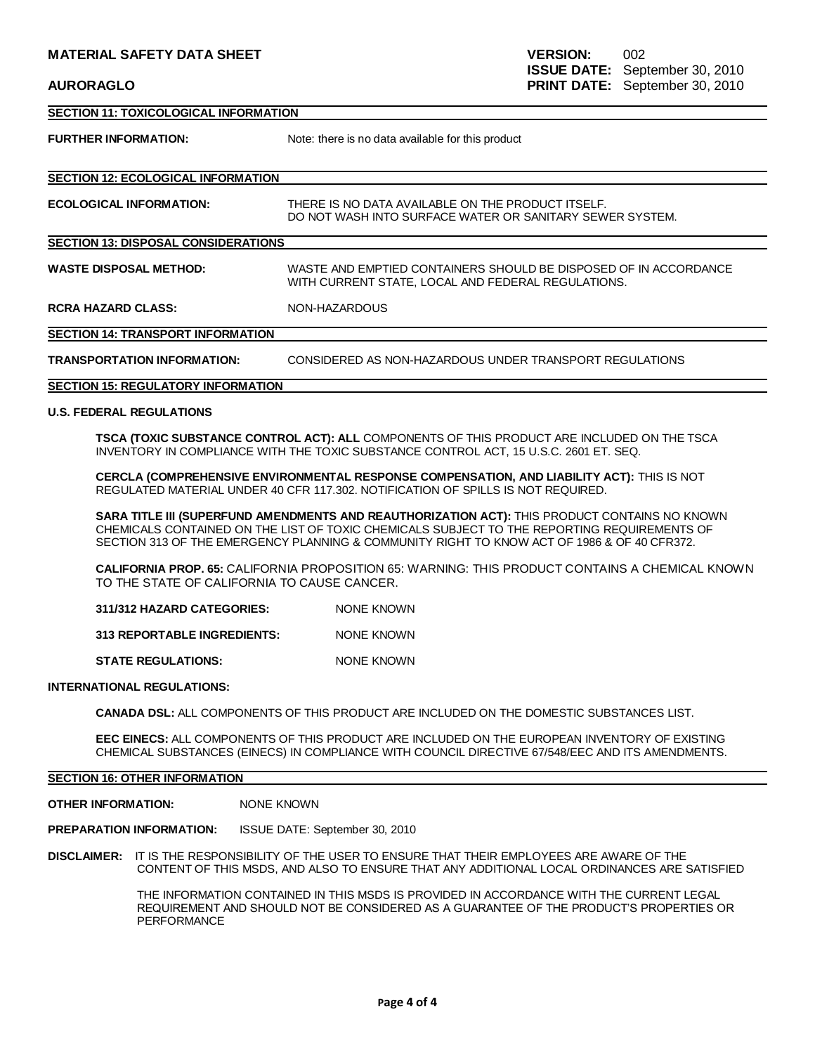**MATERIAL SAFETY DATA SHEET**

**AURORAGLO**

**VERSION:** 002
**ISSUE DATE:** September 30, 2010
**PRINT DATE:** September 30, 2010

## SECTION 11: TOXICOLOGICAL INFORMATION

**FURTHER INFORMATION:** Note: there is no data available for this product

## SECTION 12: ECOLOGICAL INFORMATION

**ECOLOGICAL INFORMATION:** THERE IS NO DATA AVAILABLE ON THE PRODUCT ITSELF.
DO NOT WASH INTO SURFACE WATER OR SANITARY SEWER SYSTEM.

## SECTION 13: DISPOSAL CONSIDERATIONS

**WASTE DISPOSAL METHOD:** WASTE AND EMPTIED CONTAINERS SHOULD BE DISPOSED OF IN ACCORDANCE WITH CURRENT STATE, LOCAL AND FEDERAL REGULATIONS.

**RCRA HAZARD CLASS:** NON-HAZARDOUS

## SECTION 14: TRANSPORT INFORMATION

**TRANSPORTATION INFORMATION:** CONSIDERED AS NON-HAZARDOUS UNDER TRANSPORT REGULATIONS

## SECTION 15: REGULATORY INFORMATION

**U.S. FEDERAL REGULATIONS**

**TSCA (TOXIC SUBSTANCE CONTROL ACT): ALL** COMPONENTS OF THIS PRODUCT ARE INCLUDED ON THE TSCA INVENTORY IN COMPLIANCE WITH THE TOXIC SUBSTANCE CONTROL ACT, 15 U.S.C. 2601 ET. SEQ.

**CERCLA (COMPREHENSIVE ENVIRONMENTAL RESPONSE COMPENSATION, AND LIABILITY ACT):** THIS IS NOT REGULATED MATERIAL UNDER 40 CFR 117.302. NOTIFICATION OF SPILLS IS NOT REQUIRED.

**SARA TITLE III (SUPERFUND AMENDMENTS AND REAUTHORIZATION ACT):** THIS PRODUCT CONTAINS NO KNOWN CHEMICALS CONTAINED ON THE LIST OF TOXIC CHEMICALS SUBJECT TO THE REPORTING REQUIREMENTS OF SECTION 313 OF THE EMERGENCY PLANNING & COMMUNITY RIGHT TO KNOW ACT OF 1986 & OF 40 CFR372.

**CALIFORNIA PROP. 65:** CALIFORNIA PROPOSITION 65: WARNING: THIS PRODUCT CONTAINS A CHEMICAL KNOWN TO THE STATE OF CALIFORNIA TO CAUSE CANCER.

**311/312 HAZARD CATEGORIES:** NONE KNOWN

**313 REPORTABLE INGREDIENTS:** NONE KNOWN

**STATE REGULATIONS:** NONE KNOWN

**INTERNATIONAL REGULATIONS:**

**CANADA DSL:** ALL COMPONENTS OF THIS PRODUCT ARE INCLUDED ON THE DOMESTIC SUBSTANCES LIST.

**EEC EINECS:** ALL COMPONENTS OF THIS PRODUCT ARE INCLUDED ON THE EUROPEAN INVENTORY OF EXISTING CHEMICAL SUBSTANCES (EINECS) IN COMPLIANCE WITH COUNCIL DIRECTIVE 67/548/EEC AND ITS AMENDMENTS.

## SECTION 16: OTHER INFORMATION

**OTHER INFORMATION:** NONE KNOWN

**PREPARATION INFORMATION:** ISSUE DATE: September 30, 2010

**DISCLAIMER:** IT IS THE RESPONSIBILITY OF THE USER TO ENSURE THAT THEIR EMPLOYEES ARE AWARE OF THE CONTENT OF THIS MSDS, AND ALSO TO ENSURE THAT ANY ADDITIONAL LOCAL ORDINANCES ARE SATISFIED

THE INFORMATION CONTAINED IN THIS MSDS IS PROVIDED IN ACCORDANCE WITH THE CURRENT LEGAL REQUIREMENT AND SHOULD NOT BE CONSIDERED AS A GUARANTEE OF THE PRODUCT'S PROPERTIES OR PERFORMANCE